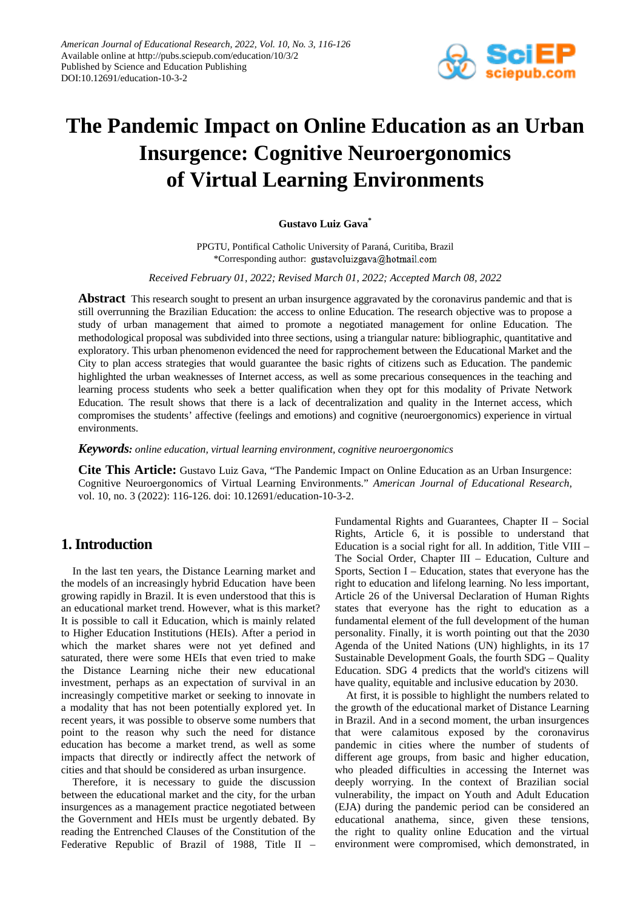# The Pandemic Impact on Online Education as an Urban Insurgence: Cognitive Neuroergonomics of Virtual Learning Environments

**Gustavo Luiz Gava***

PPGTU, Pontifical Catholic University of Paraná, Curitiba, Brazil
*Corresponding author: gustavoluizgava@hotmail.com

*Received February 01, 2022; Revised March 01, 2022; Accepted March 08, 2022*

**Abstract** This research sought to present an urban insurgence aggravated by the coronavirus pandemic and that is still overrunning the Brazilian Education: the access to online Education. The research objective was to propose a study of urban management that aimed to promote a negotiated management for online Education. The methodological proposal was subdivided into three sections, using a triangular nature: bibliographic, quantitative and exploratory. This urban phenomenon evidenced the need for rapprochement between the Educational Market and the City to plan access strategies that would guarantee the basic rights of citizens such as Education. The pandemic highlighted the urban weaknesses of Internet access, as well as some precarious consequences in the teaching and learning process students who seek a better qualification when they opt for this modality of Private Network Education. The result shows that there is a lack of decentralization and quality in the Internet access, which compromises the students' affective (feelings and emotions) and cognitive (neuroergonomics) experience in virtual environments.

***Keywords:*** *online education, virtual learning environment, cognitive neuroergonomics*

**Cite This Article:** Gustavo Luiz Gava, "The Pandemic Impact on Online Education as an Urban Insurgence: Cognitive Neuroergonomics of Virtual Learning Environments." *American Journal of Educational Research*, vol. 10, no. 3 (2022): 116-126. doi: 10.12691/education-10-3-2.

## 1. Introduction

In the last ten years, the Distance Learning market and the models of an increasingly hybrid Education have been growing rapidly in Brazil. It is even understood that this is an educational market trend. However, what is this market? It is possible to call it Education, which is mainly related to Higher Education Institutions (HEIs). After a period in which the market shares were not yet defined and saturated, there were some HEIs that even tried to make the Distance Learning niche their new educational investment, perhaps as an expectation of survival in an increasingly competitive market or seeking to innovate in a modality that has not been potentially explored yet. In recent years, it was possible to observe some numbers that point to the reason why such the need for distance education has become a market trend, as well as some impacts that directly or indirectly affect the network of cities and that should be considered as urban insurgence.

Therefore, it is necessary to guide the discussion between the educational market and the city, for the urban insurgences as a management practice negotiated between the Government and HEIs must be urgently debated. By reading the Entrenched Clauses of the Constitution of the Federative Republic of Brazil of 1988, Title II – Fundamental Rights and Guarantees, Chapter II – Social Rights, Article 6, it is possible to understand that Education is a social right for all. In addition, Title VIII – The Social Order, Chapter III – Education, Culture and Sports, Section I – Education, states that everyone has the right to education and lifelong learning. No less important, Article 26 of the Universal Declaration of Human Rights states that everyone has the right to education as a fundamental element of the full development of the human personality. Finally, it is worth pointing out that the 2030 Agenda of the United Nations (UN) highlights, in its 17 Sustainable Development Goals, the fourth SDG – Quality Education. SDG 4 predicts that the world's citizens will have quality, equitable and inclusive education by 2030.

At first, it is possible to highlight the numbers related to the growth of the educational market of Distance Learning in Brazil. And in a second moment, the urban insurgences that were calamitous exposed by the coronavirus pandemic in cities where the number of students of different age groups, from basic and higher education, who pleaded difficulties in accessing the Internet was deeply worrying. In the context of Brazilian social vulnerability, the impact on Youth and Adult Education (EJA) during the pandemic period can be considered an educational anathema, since, given these tensions, the right to quality online Education and the virtual environment were compromised, which demonstrated, in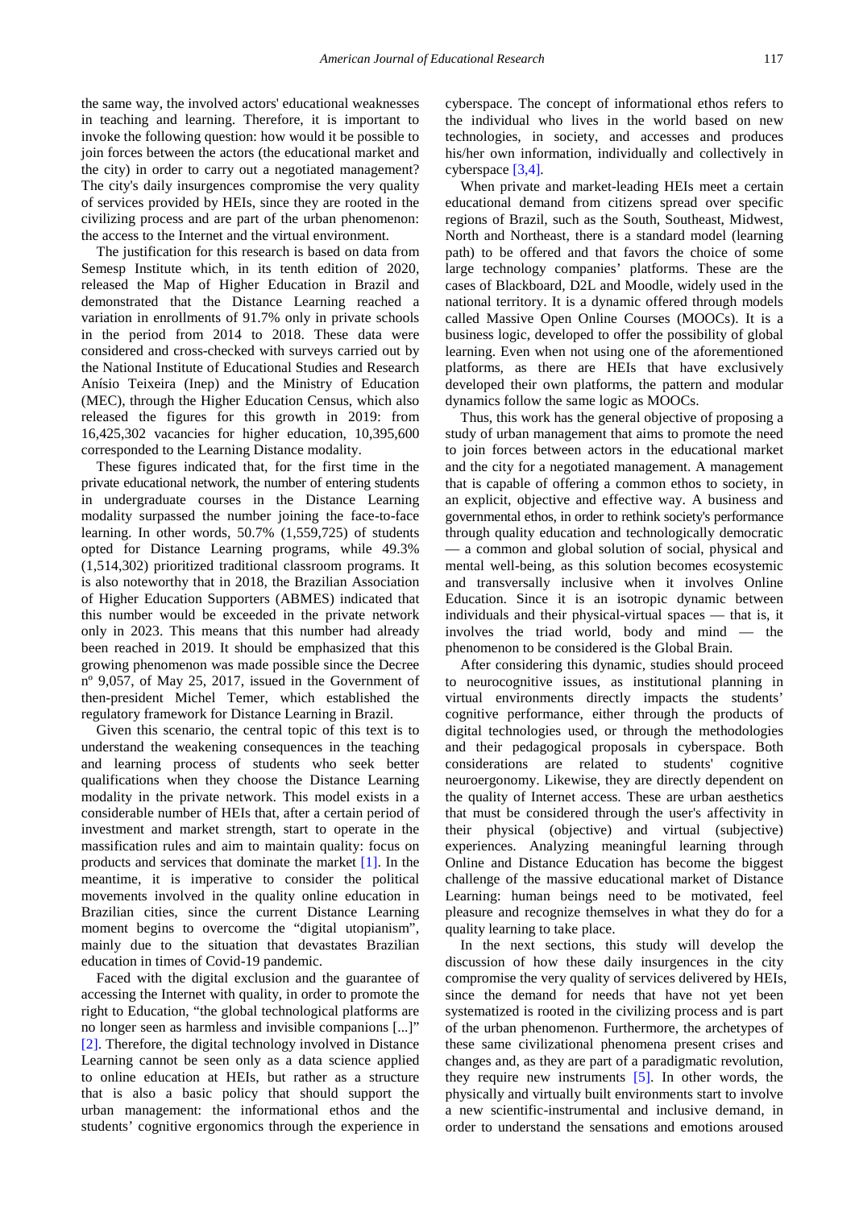the same way, the involved actors' educational weaknesses in teaching and learning. Therefore, it is important to invoke the following question: how would it be possible to join forces between the actors (the educational market and the city) in order to carry out a negotiated management? The city's daily insurgences compromise the very quality of services provided by HEIs, since they are rooted in the civilizing process and are part of the urban phenomenon: the access to the Internet and the virtual environment.

The justification for this research is based on data from Semesp Institute which, in its tenth edition of 2020, released the Map of Higher Education in Brazil and demonstrated that the Distance Learning reached a variation in enrollments of 91.7% only in private schools in the period from 2014 to 2018. These data were considered and cross-checked with surveys carried out by the National Institute of Educational Studies and Research Anísio Teixeira (Inep) and the Ministry of Education (MEC), through the Higher Education Census, which also released the figures for this growth in 2019: from 16,425,302 vacancies for higher education, 10,395,600 corresponded to the Learning Distance modality.

These figures indicated that, for the first time in the private educational network, the number of entering students in undergraduate courses in the Distance Learning modality surpassed the number joining the face-to-face learning. In other words, 50.7% (1,559,725) of students opted for Distance Learning programs, while 49.3% (1,514,302) prioritized traditional classroom programs. It is also noteworthy that in 2018, the Brazilian Association of Higher Education Supporters (ABMES) indicated that this number would be exceeded in the private network only in 2023. This means that this number had already been reached in 2019. It should be emphasized that this growing phenomenon was made possible since the Decree nº 9,057, of May 25, 2017, issued in the Government of then-president Michel Temer, which established the regulatory framework for Distance Learning in Brazil.

Given this scenario, the central topic of this text is to understand the weakening consequences in the teaching and learning process of students who seek better qualifications when they choose the Distance Learning modality in the private network. This model exists in a considerable number of HEIs that, after a certain period of investment and market strength, start to operate in the massification rules and aim to maintain quality: focus on products and services that dominate the market [1]. In the meantime, it is imperative to consider the political movements involved in the quality online education in Brazilian cities, since the current Distance Learning moment begins to overcome the "digital utopianism", mainly due to the situation that devastates Brazilian education in times of Covid-19 pandemic.

Faced with the digital exclusion and the guarantee of accessing the Internet with quality, in order to promote the right to Education, "the global technological platforms are no longer seen as harmless and invisible companions [...]" [2]. Therefore, the digital technology involved in Distance Learning cannot be seen only as a data science applied to online education at HEIs, but rather as a structure that is also a basic policy that should support the urban management: the informational ethos and the students' cognitive ergonomics through the experience in cyberspace. The concept of informational ethos refers to the individual who lives in the world based on new technologies, in society, and accesses and produces his/her own information, individually and collectively in cyberspace [3,4].

When private and market-leading HEIs meet a certain educational demand from citizens spread over specific regions of Brazil, such as the South, Southeast, Midwest, North and Northeast, there is a standard model (learning path) to be offered and that favors the choice of some large technology companies' platforms. These are the cases of Blackboard, D2L and Moodle, widely used in the national territory. It is a dynamic offered through models called Massive Open Online Courses (MOOCs). It is a business logic, developed to offer the possibility of global learning. Even when not using one of the aforementioned platforms, as there are HEIs that have exclusively developed their own platforms, the pattern and modular dynamics follow the same logic as MOOCs.

Thus, this work has the general objective of proposing a study of urban management that aims to promote the need to join forces between actors in the educational market and the city for a negotiated management. A management that is capable of offering a common ethos to society, in an explicit, objective and effective way. A business and governmental ethos, in order to rethink society's performance through quality education and technologically democratic — a common and global solution of social, physical and mental well-being, as this solution becomes ecosystemic and transversally inclusive when it involves Online Education. Since it is an isotropic dynamic between individuals and their physical-virtual spaces — that is, it involves the triad world, body and mind — the phenomenon to be considered is the Global Brain.

After considering this dynamic, studies should proceed to neurocognitive issues, as institutional planning in virtual environments directly impacts the students' cognitive performance, either through the products of digital technologies used, or through the methodologies and their pedagogical proposals in cyberspace. Both considerations are related to students' cognitive neuroergonomy. Likewise, they are directly dependent on the quality of Internet access. These are urban aesthetics that must be considered through the user's affectivity in their physical (objective) and virtual (subjective) experiences. Analyzing meaningful learning through Online and Distance Education has become the biggest challenge of the massive educational market of Distance Learning: human beings need to be motivated, feel pleasure and recognize themselves in what they do for a quality learning to take place.

In the next sections, this study will develop the discussion of how these daily insurgences in the city compromise the very quality of services delivered by HEIs, since the demand for needs that have not yet been systematized is rooted in the civilizing process and is part of the urban phenomenon. Furthermore, the archetypes of these same civilizational phenomena present crises and changes and, as they are part of a paradigmatic revolution, they require new instruments [5]. In other words, the physically and virtually built environments start to involve a new scientific-instrumental and inclusive demand, in order to understand the sensations and emotions aroused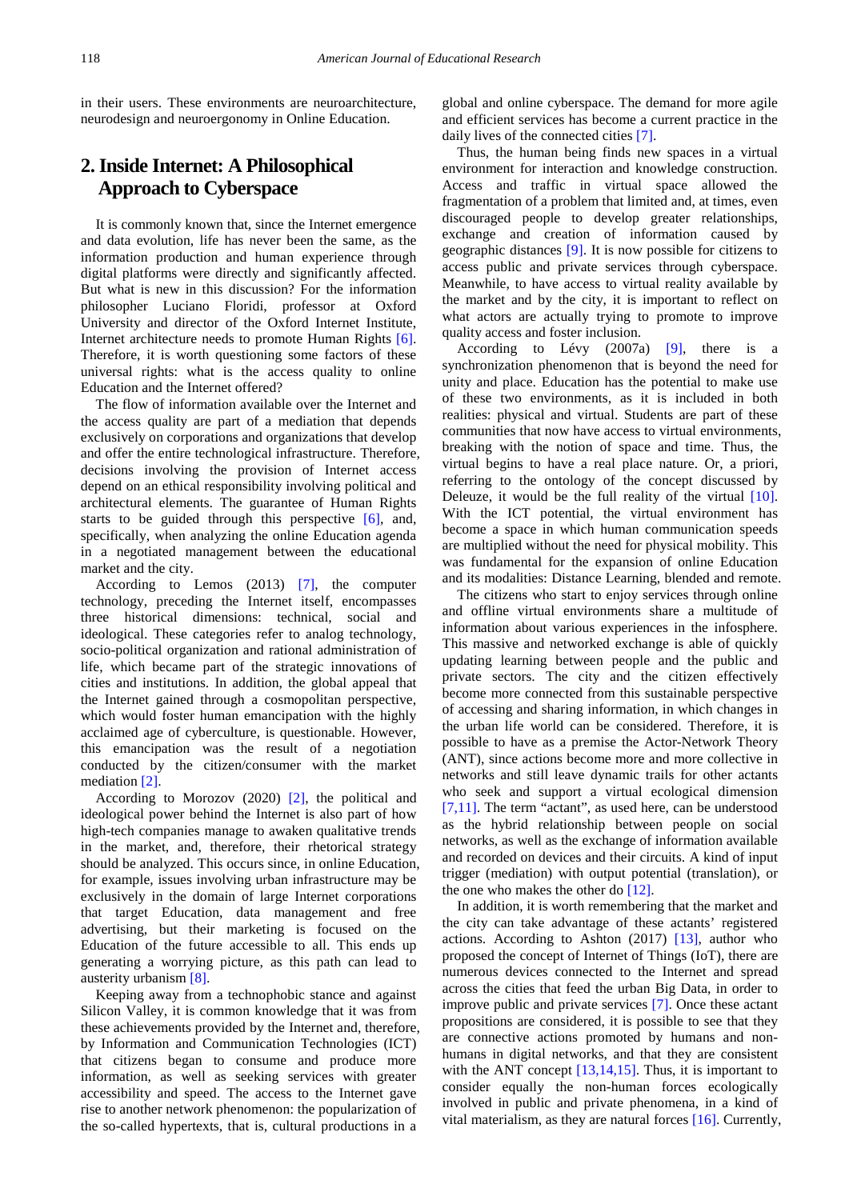in their users. These environments are neuroarchitecture, neurodesign and neuroergonomy in Online Education.

## 2. Inside Internet: A Philosophical Approach to Cyberspace

It is commonly known that, since the Internet emergence and data evolution, life has never been the same, as the information production and human experience through digital platforms were directly and significantly affected. But what is new in this discussion? For the information philosopher Luciano Floridi, professor at Oxford University and director of the Oxford Internet Institute, Internet architecture needs to promote Human Rights [6]. Therefore, it is worth questioning some factors of these universal rights: what is the access quality to online Education and the Internet offered?

The flow of information available over the Internet and the access quality are part of a mediation that depends exclusively on corporations and organizations that develop and offer the entire technological infrastructure. Therefore, decisions involving the provision of Internet access depend on an ethical responsibility involving political and architectural elements. The guarantee of Human Rights starts to be guided through this perspective [6], and, specifically, when analyzing the online Education agenda in a negotiated management between the educational market and the city.

According to Lemos (2013) [7], the computer technology, preceding the Internet itself, encompasses three historical dimensions: technical, social and ideological. These categories refer to analog technology, socio-political organization and rational administration of life, which became part of the strategic innovations of cities and institutions. In addition, the global appeal that the Internet gained through a cosmopolitan perspective, which would foster human emancipation with the highly acclaimed age of cyberculture, is questionable. However, this emancipation was the result of a negotiation conducted by the citizen/consumer with the market mediation [2].

According to Morozov (2020) [2], the political and ideological power behind the Internet is also part of how high-tech companies manage to awaken qualitative trends in the market, and, therefore, their rhetorical strategy should be analyzed. This occurs since, in online Education, for example, issues involving urban infrastructure may be exclusively in the domain of large Internet corporations that target Education, data management and free advertising, but their marketing is focused on the Education of the future accessible to all. This ends up generating a worrying picture, as this path can lead to austerity urbanism [8].

Keeping away from a technophobic stance and against Silicon Valley, it is common knowledge that it was from these achievements provided by the Internet and, therefore, by Information and Communication Technologies (ICT) that citizens began to consume and produce more information, as well as seeking services with greater accessibility and speed. The access to the Internet gave rise to another network phenomenon: the popularization of the so-called hypertexts, that is, cultural productions in a global and online cyberspace. The demand for more agile and efficient services has become a current practice in the daily lives of the connected cities [7].

Thus, the human being finds new spaces in a virtual environment for interaction and knowledge construction. Access and traffic in virtual space allowed the fragmentation of a problem that limited and, at times, even discouraged people to develop greater relationships, exchange and creation of information caused by geographic distances [9]. It is now possible for citizens to access public and private services through cyberspace. Meanwhile, to have access to virtual reality available by the market and by the city, it is important to reflect on what actors are actually trying to promote to improve quality access and foster inclusion.

According to Lévy (2007a) [9], there is a synchronization phenomenon that is beyond the need for unity and place. Education has the potential to make use of these two environments, as it is included in both realities: physical and virtual. Students are part of these communities that now have access to virtual environments, breaking with the notion of space and time. Thus, the virtual begins to have a real place nature. Or, a priori, referring to the ontology of the concept discussed by Deleuze, it would be the full reality of the virtual [10]. With the ICT potential, the virtual environment has become a space in which human communication speeds are multiplied without the need for physical mobility. This was fundamental for the expansion of online Education and its modalities: Distance Learning, blended and remote.

The citizens who start to enjoy services through online and offline virtual environments share a multitude of information about various experiences in the infosphere. This massive and networked exchange is able of quickly updating learning between people and the public and private sectors. The city and the citizen effectively become more connected from this sustainable perspective of accessing and sharing information, in which changes in the urban life world can be considered. Therefore, it is possible to have as a premise the Actor-Network Theory (ANT), since actions become more and more collective in networks and still leave dynamic trails for other actants who seek and support a virtual ecological dimension [7,11]. The term "actant", as used here, can be understood as the hybrid relationship between people on social networks, as well as the exchange of information available and recorded on devices and their circuits. A kind of input trigger (mediation) with output potential (translation), or the one who makes the other do [12].

In addition, it is worth remembering that the market and the city can take advantage of these actants' registered actions. According to Ashton (2017) [13], author who proposed the concept of Internet of Things (IoT), there are numerous devices connected to the Internet and spread across the cities that feed the urban Big Data, in order to improve public and private services [7]. Once these actant propositions are considered, it is possible to see that they are connective actions promoted by humans and non-humans in digital networks, and that they are consistent with the ANT concept [13,14,15]. Thus, it is important to consider equally the non-human forces ecologically involved in public and private phenomena, in a kind of vital materialism, as they are natural forces [16]. Currently,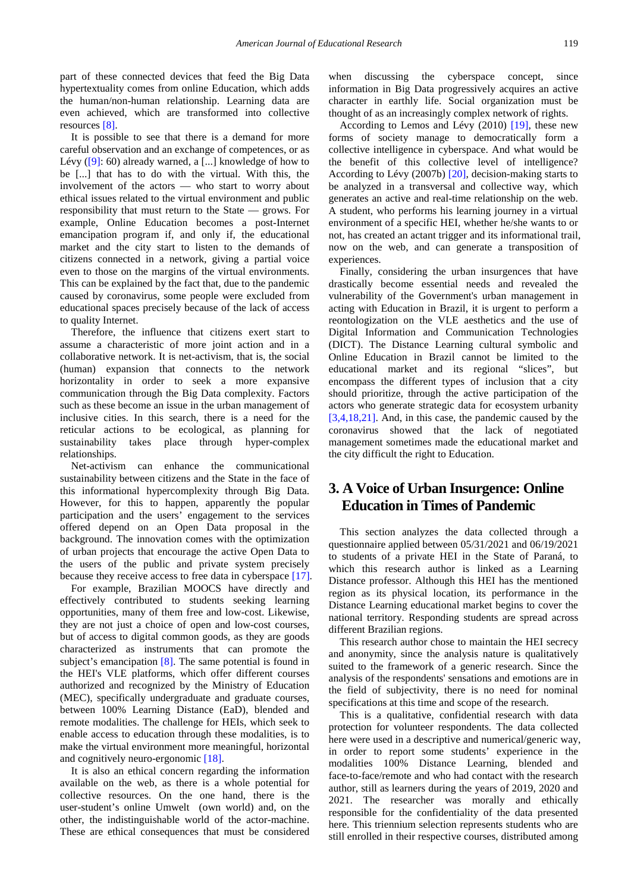part of these connected devices that feed the Big Data hypertextuality comes from online Education, which adds the human/non-human relationship. Learning data are even achieved, which are transformed into collective resources [8].

It is possible to see that there is a demand for more careful observation and an exchange of competences, or as Lévy ([9]: 60) already warned, a [...] knowledge of how to be [...] that has to do with the virtual. With this, the involvement of the actors — who start to worry about ethical issues related to the virtual environment and public responsibility that must return to the State — grows. For example, Online Education becomes a post-Internet emancipation program if, and only if, the educational market and the city start to listen to the demands of citizens connected in a network, giving a partial voice even to those on the margins of the virtual environments. This can be explained by the fact that, due to the pandemic caused by coronavirus, some people were excluded from educational spaces precisely because of the lack of access to quality Internet.

Therefore, the influence that citizens exert start to assume a characteristic of more joint action and in a collaborative network. It is net-activism, that is, the social (human) expansion that connects to the network horizontality in order to seek a more expansive communication through the Big Data complexity. Factors such as these become an issue in the urban management of inclusive cities. In this search, there is a need for the reticular actions to be ecological, as planning for sustainability takes place through hyper-complex relationships.

Net-activism can enhance the communicational sustainability between citizens and the State in the face of this informational hypercomplexity through Big Data. However, for this to happen, apparently the popular participation and the users' engagement to the services offered depend on an Open Data proposal in the background. The innovation comes with the optimization of urban projects that encourage the active Open Data to the users of the public and private system precisely because they receive access to free data in cyberspace [17].

For example, Brazilian MOOCS have directly and effectively contributed to students seeking learning opportunities, many of them free and low-cost. Likewise, they are not just a choice of open and low-cost courses, but of access to digital common goods, as they are goods characterized as instruments that can promote the subject's emancipation [8]. The same potential is found in the HEI's VLE platforms, which offer different courses authorized and recognized by the Ministry of Education (MEC), specifically undergraduate and graduate courses, between 100% Learning Distance (EaD), blended and remote modalities. The challenge for HEIs, which seek to enable access to education through these modalities, is to make the virtual environment more meaningful, horizontal and cognitively neuro-ergonomic [18].

It is also an ethical concern regarding the information available on the web, as there is a whole potential for collective resources. On the one hand, there is the user-student's online Umwelt (own world) and, on the other, the indistinguishable world of the actor-machine. These are ethical consequences that must be considered when discussing the cyberspace concept, since information in Big Data progressively acquires an active character in earthly life. Social organization must be thought of as an increasingly complex network of rights.

According to Lemos and Lévy (2010) [19], these new forms of society manage to democratically form a collective intelligence in cyberspace. And what would be the benefit of this collective level of intelligence? According to Lévy (2007b) [20], decision-making starts to be analyzed in a transversal and collective way, which generates an active and real-time relationship on the web. A student, who performs his learning journey in a virtual environment of a specific HEI, whether he/she wants to or not, has created an actant trigger and its informational trail, now on the web, and can generate a transposition of experiences.

Finally, considering the urban insurgences that have drastically become essential needs and revealed the vulnerability of the Government's urban management in acting with Education in Brazil, it is urgent to perform a reontologization on the VLE aesthetics and the use of Digital Information and Communication Technologies (DICT). The Distance Learning cultural symbolic and Online Education in Brazil cannot be limited to the educational market and its regional "slices", but encompass the different types of inclusion that a city should prioritize, through the active participation of the actors who generate strategic data for ecosystem urbanity [3,4,18,21]. And, in this case, the pandemic caused by the coronavirus showed that the lack of negotiated management sometimes made the educational market and the city difficult the right to Education.

## 3. A Voice of Urban Insurgence: Online Education in Times of Pandemic

This section analyzes the data collected through a questionnaire applied between 05/31/2021 and 06/19/2021 to students of a private HEI in the State of Paraná, to which this research author is linked as a Learning Distance professor. Although this HEI has the mentioned region as its physical location, its performance in the Distance Learning educational market begins to cover the national territory. Responding students are spread across different Brazilian regions.

This research author chose to maintain the HEI secrecy and anonymity, since the analysis nature is qualitatively suited to the framework of a generic research. Since the analysis of the respondents' sensations and emotions are in the field of subjectivity, there is no need for nominal specifications at this time and scope of the research.

This is a qualitative, confidential research with data protection for volunteer respondents. The data collected here were used in a descriptive and numerical/generic way, in order to report some students' experience in the modalities 100% Distance Learning, blended and face-to-face/remote and who had contact with the research author, still as learners during the years of 2019, 2020 and 2021. The researcher was morally and ethically responsible for the confidentiality of the data presented here. This triennium selection represents students who are still enrolled in their respective courses, distributed among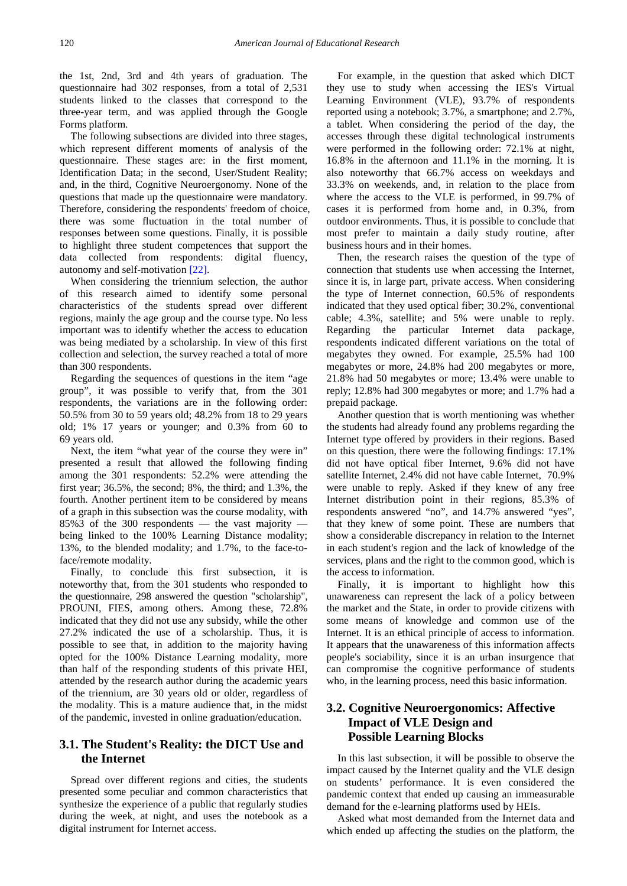the 1st, 2nd, 3rd and 4th years of graduation. The questionnaire had 302 responses, from a total of 2,531 students linked to the classes that correspond to the three-year term, and was applied through the Google Forms platform.

The following subsections are divided into three stages, which represent different moments of analysis of the questionnaire. These stages are: in the first moment, Identification Data; in the second, User/Student Reality; and, in the third, Cognitive Neuroergonomy. None of the questions that made up the questionnaire were mandatory. Therefore, considering the respondents' freedom of choice, there was some fluctuation in the total number of responses between some questions. Finally, it is possible to highlight three student competences that support the data collected from respondents: digital fluency, autonomy and self-motivation [22].

When considering the triennium selection, the author of this research aimed to identify some personal characteristics of the students spread over different regions, mainly the age group and the course type. No less important was to identify whether the access to education was being mediated by a scholarship. In view of this first collection and selection, the survey reached a total of more than 300 respondents.

Regarding the sequences of questions in the item "age group", it was possible to verify that, from the 301 respondents, the variations are in the following order: 50.5% from 30 to 59 years old; 48.2% from 18 to 29 years old; 1% 17 years or younger; and 0.3% from 60 to 69 years old.

Next, the item "what year of the course they were in" presented a result that allowed the following finding among the 301 respondents: 52.2% were attending the first year; 36.5%, the second; 8%, the third; and 1.3%, the fourth. Another pertinent item to be considered by means of a graph in this subsection was the course modality, with 85%3 of the 300 respondents — the vast majority — being linked to the 100% Learning Distance modality; 13%, to the blended modality; and 1.7%, to the face-to-face/remote modality.

Finally, to conclude this first subsection, it is noteworthy that, from the 301 students who responded to the questionnaire, 298 answered the question "scholarship", PROUNI, FIES, among others. Among these, 72.8% indicated that they did not use any subsidy, while the other 27.2% indicated the use of a scholarship. Thus, it is possible to see that, in addition to the majority having opted for the 100% Distance Learning modality, more than half of the responding students of this private HEI, attended by the research author during the academic years of the triennium, are 30 years old or older, regardless of the modality. This is a mature audience that, in the midst of the pandemic, invested in online graduation/education.

## 3.1. The Student's Reality: the DICT Use and the Internet

Spread over different regions and cities, the students presented some peculiar and common characteristics that synthesize the experience of a public that regularly studies during the week, at night, and uses the notebook as a digital instrument for Internet access.

For example, in the question that asked which DICT they use to study when accessing the IES's Virtual Learning Environment (VLE), 93.7% of respondents reported using a notebook; 3.7%, a smartphone; and 2.7%, a tablet. When considering the period of the day, the accesses through these digital technological instruments were performed in the following order: 72.1% at night, 16.8% in the afternoon and 11.1% in the morning. It is also noteworthy that 66.7% access on weekdays and 33.3% on weekends, and, in relation to the place from where the access to the VLE is performed, in 99.7% of cases it is performed from home and, in 0.3%, from outdoor environments. Thus, it is possible to conclude that most prefer to maintain a daily study routine, after business hours and in their homes.

Then, the research raises the question of the type of connection that students use when accessing the Internet, since it is, in large part, private access. When considering the type of Internet connection, 60.5% of respondents indicated that they used optical fiber; 30.2%, conventional cable; 4.3%, satellite; and 5% were unable to reply. Regarding the particular Internet data package, respondents indicated different variations on the total of megabytes they owned. For example, 25.5% had 100 megabytes or more, 24.8% had 200 megabytes or more, 21.8% had 50 megabytes or more; 13.4% were unable to reply; 12.8% had 300 megabytes or more; and 1.7% had a prepaid package.

Another question that is worth mentioning was whether the students had already found any problems regarding the Internet type offered by providers in their regions. Based on this question, there were the following findings: 17.1% did not have optical fiber Internet, 9.6% did not have satellite Internet, 2.4% did not have cable Internet, 70.9% were unable to reply. Asked if they knew of any free Internet distribution point in their regions, 85.3% of respondents answered "no", and 14.7% answered "yes", that they knew of some point. These are numbers that show a considerable discrepancy in relation to the Internet in each student's region and the lack of knowledge of the services, plans and the right to the common good, which is the access to information.

Finally, it is important to highlight how this unawareness can represent the lack of a policy between the market and the State, in order to provide citizens with some means of knowledge and common use of the Internet. It is an ethical principle of access to information. It appears that the unawareness of this information affects people's sociability, since it is an urban insurgence that can compromise the cognitive performance of students who, in the learning process, need this basic information.

## 3.2. Cognitive Neuroergonomics: Affective Impact of VLE Design and Possible Learning Blocks

In this last subsection, it will be possible to observe the impact caused by the Internet quality and the VLE design on students' performance. It is even considered the pandemic context that ended up causing an immeasurable demand for the e-learning platforms used by HEIs.

Asked what most demanded from the Internet data and which ended up affecting the studies on the platform, the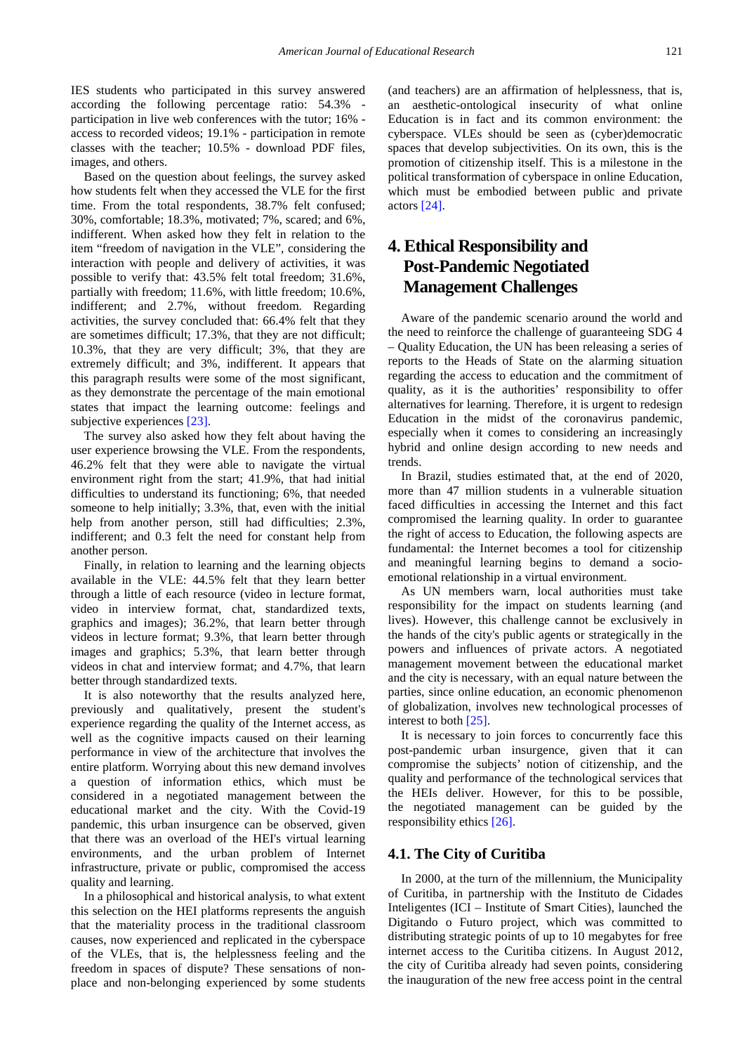IES students who participated in this survey answered according the following percentage ratio: 54.3% - participation in live web conferences with the tutor; 16% - access to recorded videos; 19.1% - participation in remote classes with the teacher; 10.5% - download PDF files, images, and others.

Based on the question about feelings, the survey asked how students felt when they accessed the VLE for the first time. From the total respondents, 38.7% felt confused; 30%, comfortable; 18.3%, motivated; 7%, scared; and 6%, indifferent. When asked how they felt in relation to the item "freedom of navigation in the VLE", considering the interaction with people and delivery of activities, it was possible to verify that: 43.5% felt total freedom; 31.6%, partially with freedom; 11.6%, with little freedom; 10.6%, indifferent; and 2.7%, without freedom. Regarding activities, the survey concluded that: 66.4% felt that they are sometimes difficult; 17.3%, that they are not difficult; 10.3%, that they are very difficult; 3%, that they are extremely difficult; and 3%, indifferent. It appears that this paragraph results were some of the most significant, as they demonstrate the percentage of the main emotional states that impact the learning outcome: feelings and subjective experiences [23].

The survey also asked how they felt about having the user experience browsing the VLE. From the respondents, 46.2% felt that they were able to navigate the virtual environment right from the start; 41.9%, that had initial difficulties to understand its functioning; 6%, that needed someone to help initially; 3.3%, that, even with the initial help from another person, still had difficulties; 2.3%, indifferent; and 0.3 felt the need for constant help from another person.

Finally, in relation to learning and the learning objects available in the VLE: 44.5% felt that they learn better through a little of each resource (video in lecture format, video in interview format, chat, standardized texts, graphics and images); 36.2%, that learn better through videos in lecture format; 9.3%, that learn better through images and graphics; 5.3%, that learn better through videos in chat and interview format; and 4.7%, that learn better through standardized texts.

It is also noteworthy that the results analyzed here, previously and qualitatively, present the student's experience regarding the quality of the Internet access, as well as the cognitive impacts caused on their learning performance in view of the architecture that involves the entire platform. Worrying about this new demand involves a question of information ethics, which must be considered in a negotiated management between the educational market and the city. With the Covid-19 pandemic, this urban insurgence can be observed, given that there was an overload of the HEI's virtual learning environments, and the urban problem of Internet infrastructure, private or public, compromised the access quality and learning.

In a philosophical and historical analysis, to what extent this selection on the HEI platforms represents the anguish that the materiality process in the traditional classroom causes, now experienced and replicated in the cyberspace of the VLEs, that is, the helplessness feeling and the freedom in spaces of dispute? These sensations of non-place and non-belonging experienced by some students (and teachers) are an affirmation of helplessness, that is, an aesthetic-ontological insecurity of what online Education is in fact and its common environment: the cyberspace. VLEs should be seen as (cyber)democratic spaces that develop subjectivities. On its own, this is the promotion of citizenship itself. This is a milestone in the political transformation of cyberspace in online Education, which must be embodied between public and private actors [24].

## 4. Ethical Responsibility and Post-Pandemic Negotiated Management Challenges

Aware of the pandemic scenario around the world and the need to reinforce the challenge of guaranteeing SDG 4 – Quality Education, the UN has been releasing a series of reports to the Heads of State on the alarming situation regarding the access to education and the commitment of quality, as it is the authorities' responsibility to offer alternatives for learning. Therefore, it is urgent to redesign Education in the midst of the coronavirus pandemic, especially when it comes to considering an increasingly hybrid and online design according to new needs and trends.

In Brazil, studies estimated that, at the end of 2020, more than 47 million students in a vulnerable situation faced difficulties in accessing the Internet and this fact compromised the learning quality. In order to guarantee the right of access to Education, the following aspects are fundamental: the Internet becomes a tool for citizenship and meaningful learning begins to demand a socio-emotional relationship in a virtual environment.

As UN members warn, local authorities must take responsibility for the impact on students learning (and lives). However, this challenge cannot be exclusively in the hands of the city's public agents or strategically in the powers and influences of private actors. A negotiated management movement between the educational market and the city is necessary, with an equal nature between the parties, since online education, an economic phenomenon of globalization, involves new technological processes of interest to both [25].

It is necessary to join forces to concurrently face this post-pandemic urban insurgence, given that it can compromise the subjects' notion of citizenship, and the quality and performance of the technological services that the HEIs deliver. However, for this to be possible, the negotiated management can be guided by the responsibility ethics [26].

### 4.1. The City of Curitiba

In 2000, at the turn of the millennium, the Municipality of Curitiba, in partnership with the Instituto de Cidades Inteligentes (ICI – Institute of Smart Cities), launched the Digitando o Futuro project, which was committed to distributing strategic points of up to 10 megabytes for free internet access to the Curitiba citizens. In August 2012, the city of Curitiba already had seven points, considering the inauguration of the new free access point in the central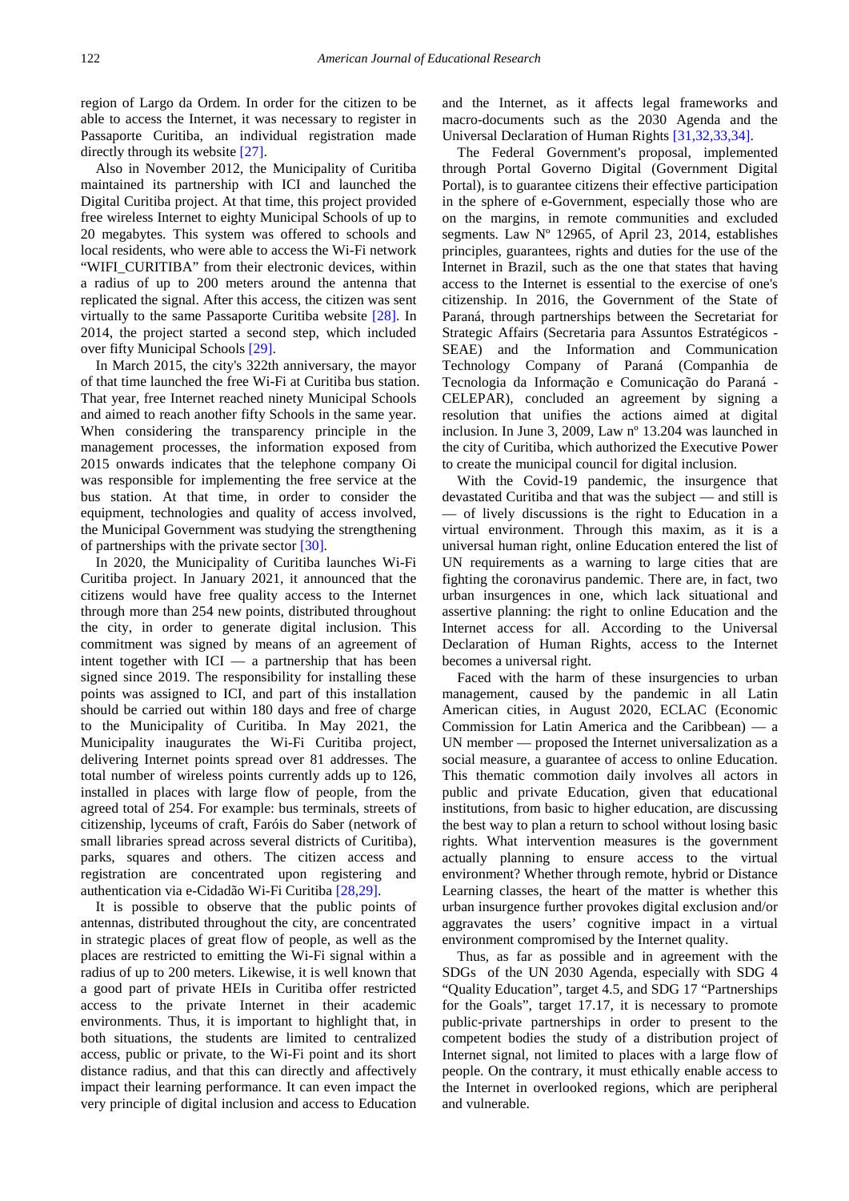region of Largo da Ordem. In order for the citizen to be able to access the Internet, it was necessary to register in Passaporte Curitiba, an individual registration made directly through its website [27].

Also in November 2012, the Municipality of Curitiba maintained its partnership with ICI and launched the Digital Curitiba project. At that time, this project provided free wireless Internet to eighty Municipal Schools of up to 20 megabytes. This system was offered to schools and local residents, who were able to access the Wi-Fi network "WIFI_CURITIBA" from their electronic devices, within a radius of up to 200 meters around the antenna that replicated the signal. After this access, the citizen was sent virtually to the same Passaporte Curitiba website [28]. In 2014, the project started a second step, which included over fifty Municipal Schools [29].

In March 2015, the city's 322th anniversary, the mayor of that time launched the free Wi-Fi at Curitiba bus station. That year, free Internet reached ninety Municipal Schools and aimed to reach another fifty Schools in the same year. When considering the transparency principle in the management processes, the information exposed from 2015 onwards indicates that the telephone company Oi was responsible for implementing the free service at the bus station. At that time, in order to consider the equipment, technologies and quality of access involved, the Municipal Government was studying the strengthening of partnerships with the private sector [30].

In 2020, the Municipality of Curitiba launches Wi-Fi Curitiba project. In January 2021, it announced that the citizens would have free quality access to the Internet through more than 254 new points, distributed throughout the city, in order to generate digital inclusion. This commitment was signed by means of an agreement of intent together with ICI — a partnership that has been signed since 2019. The responsibility for installing these points was assigned to ICI, and part of this installation should be carried out within 180 days and free of charge to the Municipality of Curitiba. In May 2021, the Municipality inaugurates the Wi-Fi Curitiba project, delivering Internet points spread over 81 addresses. The total number of wireless points currently adds up to 126, installed in places with large flow of people, from the agreed total of 254. For example: bus terminals, streets of citizenship, lyceums of craft, Faróis do Saber (network of small libraries spread across several districts of Curitiba), parks, squares and others. The citizen access and registration are concentrated upon registering and authentication via e-Cidadão Wi-Fi Curitiba [28,29].

It is possible to observe that the public points of antennas, distributed throughout the city, are concentrated in strategic places of great flow of people, as well as the places are restricted to emitting the Wi-Fi signal within a radius of up to 200 meters. Likewise, it is well known that a good part of private HEIs in Curitiba offer restricted access to the private Internet in their academic environments. Thus, it is important to highlight that, in both situations, the students are limited to centralized access, public or private, to the Wi-Fi point and its short distance radius, and that this can directly and affectively impact their learning performance. It can even impact the very principle of digital inclusion and access to Education and the Internet, as it affects legal frameworks and macro-documents such as the 2030 Agenda and the Universal Declaration of Human Rights [31,32,33,34].

The Federal Government's proposal, implemented through Portal Governo Digital (Government Digital Portal), is to guarantee citizens their effective participation in the sphere of e-Government, especially those who are on the margins, in remote communities and excluded segments. Law Nº 12965, of April 23, 2014, establishes principles, guarantees, rights and duties for the use of the Internet in Brazil, such as the one that states that having access to the Internet is essential to the exercise of one's citizenship. In 2016, the Government of the State of Paraná, through partnerships between the Secretariat for Strategic Affairs (Secretaria para Assuntos Estratégicos - SEAE) and the Information and Communication Technology Company of Paraná (Companhia de Tecnologia da Informação e Comunicação do Paraná - CELEPAR), concluded an agreement by signing a resolution that unifies the actions aimed at digital inclusion. In June 3, 2009, Law nº 13.204 was launched in the city of Curitiba, which authorized the Executive Power to create the municipal council for digital inclusion.

With the Covid-19 pandemic, the insurgence that devastated Curitiba and that was the subject — and still is — of lively discussions is the right to Education in a virtual environment. Through this maxim, as it is a universal human right, online Education entered the list of UN requirements as a warning to large cities that are fighting the coronavirus pandemic. There are, in fact, two urban insurgences in one, which lack situational and assertive planning: the right to online Education and the Internet access for all. According to the Universal Declaration of Human Rights, access to the Internet becomes a universal right.

Faced with the harm of these insurgencies to urban management, caused by the pandemic in all Latin American cities, in August 2020, ECLAC (Economic Commission for Latin America and the Caribbean) — a UN member — proposed the Internet universalization as a social measure, a guarantee of access to online Education. This thematic commotion daily involves all actors in public and private Education, given that educational institutions, from basic to higher education, are discussing the best way to plan a return to school without losing basic rights. What intervention measures is the government actually planning to ensure access to the virtual environment? Whether through remote, hybrid or Distance Learning classes, the heart of the matter is whether this urban insurgence further provokes digital exclusion and/or aggravates the users' cognitive impact in a virtual environment compromised by the Internet quality.

Thus, as far as possible and in agreement with the SDGs of the UN 2030 Agenda, especially with SDG 4 "Quality Education", target 4.5, and SDG 17 "Partnerships for the Goals", target 17.17, it is necessary to promote public-private partnerships in order to present to the competent bodies the study of a distribution project of Internet signal, not limited to places with a large flow of people. On the contrary, it must ethically enable access to the Internet in overlooked regions, which are peripheral and vulnerable.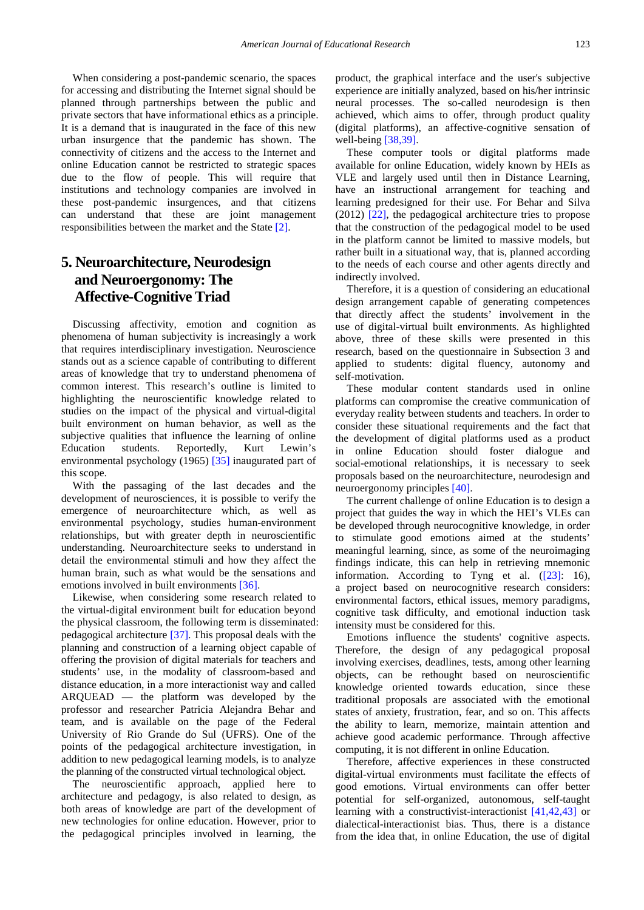When considering a post-pandemic scenario, the spaces for accessing and distributing the Internet signal should be planned through partnerships between the public and private sectors that have informational ethics as a principle. It is a demand that is inaugurated in the face of this new urban insurgence that the pandemic has shown. The connectivity of citizens and the access to the Internet and online Education cannot be restricted to strategic spaces due to the flow of people. This will require that institutions and technology companies are involved in these post-pandemic insurgences, and that citizens can understand that these are joint management responsibilities between the market and the State [2].

## 5. Neuroarchitecture, Neurodesign and Neuroergonomy: The Affective-Cognitive Triad

Discussing affectivity, emotion and cognition as phenomena of human subjectivity is increasingly a work that requires interdisciplinary investigation. Neuroscience stands out as a science capable of contributing to different areas of knowledge that try to understand phenomena of common interest. This research's outline is limited to highlighting the neuroscientific knowledge related to studies on the impact of the physical and virtual-digital built environment on human behavior, as well as the subjective qualities that influence the learning of online Education students. Reportedly, Kurt Lewin's environmental psychology (1965) [35] inaugurated part of this scope.

With the passaging of the last decades and the development of neurosciences, it is possible to verify the emergence of neuroarchitecture which, as well as environmental psychology, studies human-environment relationships, but with greater depth in neuroscientific understanding. Neuroarchitecture seeks to understand in detail the environmental stimuli and how they affect the human brain, such as what would be the sensations and emotions involved in built environments [36].

Likewise, when considering some research related to the virtual-digital environment built for education beyond the physical classroom, the following term is disseminated: pedagogical architecture [37]. This proposal deals with the planning and construction of a learning object capable of offering the provision of digital materials for teachers and students' use, in the modality of classroom-based and distance education, in a more interactionist way and called ARQUEAD — the platform was developed by the professor and researcher Patricia Alejandra Behar and team, and is available on the page of the Federal University of Rio Grande do Sul (UFRS). One of the points of the pedagogical architecture investigation, in addition to new pedagogical learning models, is to analyze the planning of the constructed virtual technological object.

The neuroscientific approach, applied here to architecture and pedagogy, is also related to design, as both areas of knowledge are part of the development of new technologies for online education. However, prior to the pedagogical principles involved in learning, the product, the graphical interface and the user's subjective experience are initially analyzed, based on his/her intrinsic neural processes. The so-called neurodesign is then achieved, which aims to offer, through product quality (digital platforms), an affective-cognitive sensation of well-being [38,39].

These computer tools or digital platforms made available for online Education, widely known by HEIs as VLE and largely used until then in Distance Learning, have an instructional arrangement for teaching and learning predesigned for their use. For Behar and Silva (2012) [22], the pedagogical architecture tries to propose that the construction of the pedagogical model to be used in the platform cannot be limited to massive models, but rather built in a situational way, that is, planned according to the needs of each course and other agents directly and indirectly involved.

Therefore, it is a question of considering an educational design arrangement capable of generating competences that directly affect the students' involvement in the use of digital-virtual built environments. As highlighted above, three of these skills were presented in this research, based on the questionnaire in Subsection 3 and applied to students: digital fluency, autonomy and self-motivation.

These modular content standards used in online platforms can compromise the creative communication of everyday reality between students and teachers. In order to consider these situational requirements and the fact that the development of digital platforms used as a product in online Education should foster dialogue and social-emotional relationships, it is necessary to seek proposals based on the neuroarchitecture, neurodesign and neuroergonomy principles [40].

The current challenge of online Education is to design a project that guides the way in which the HEI's VLEs can be developed through neurocognitive knowledge, in order to stimulate good emotions aimed at the students' meaningful learning, since, as some of the neuroimaging findings indicate, this can help in retrieving mnemonic information. According to Tyng et al. ([23]: 16), a project based on neurocognitive research considers: environmental factors, ethical issues, memory paradigms, cognitive task difficulty, and emotional induction task intensity must be considered for this.

Emotions influence the students' cognitive aspects. Therefore, the design of any pedagogical proposal involving exercises, deadlines, tests, among other learning objects, can be rethought based on neuroscientific knowledge oriented towards education, since these traditional proposals are associated with the emotional states of anxiety, frustration, fear, and so on. This affects the ability to learn, memorize, maintain attention and achieve good academic performance. Through affective computing, it is not different in online Education.

Therefore, affective experiences in these constructed digital-virtual environments must facilitate the effects of good emotions. Virtual environments can offer better potential for self-organized, autonomous, self-taught learning with a constructivist-interactionist [41,42,43] or dialectical-interactionist bias. Thus, there is a distance from the idea that, in online Education, the use of digital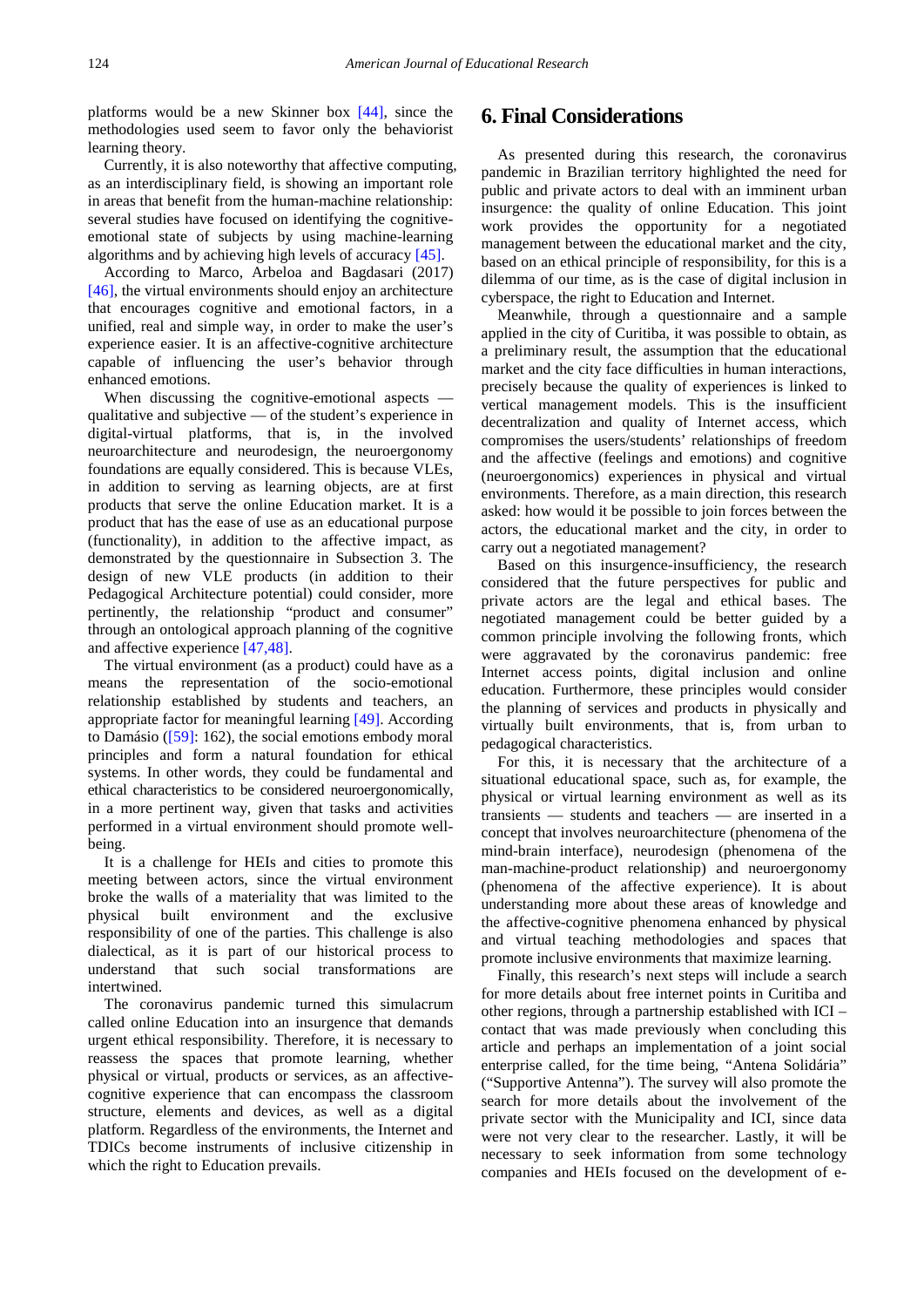platforms would be a new Skinner box [44], since the methodologies used seem to favor only the behaviorist learning theory.

Currently, it is also noteworthy that affective computing, as an interdisciplinary field, is showing an important role in areas that benefit from the human-machine relationship: several studies have focused on identifying the cognitive-emotional state of subjects by using machine-learning algorithms and by achieving high levels of accuracy [45].

According to Marco, Arbeloa and Bagdasari (2017) [46], the virtual environments should enjoy an architecture that encourages cognitive and emotional factors, in a unified, real and simple way, in order to make the user's experience easier. It is an affective-cognitive architecture capable of influencing the user's behavior through enhanced emotions.

When discussing the cognitive-emotional aspects — qualitative and subjective — of the student's experience in digital-virtual platforms, that is, in the involved neuroarchitecture and neurodesign, the neuroergonomy foundations are equally considered. This is because VLEs, in addition to serving as learning objects, are at first products that serve the online Education market. It is a product that has the ease of use as an educational purpose (functionality), in addition to the affective impact, as demonstrated by the questionnaire in Subsection 3. The design of new VLE products (in addition to their Pedagogical Architecture potential) could consider, more pertinently, the relationship "product and consumer" through an ontological approach planning of the cognitive and affective experience [47,48].

The virtual environment (as a product) could have as a means the representation of the socio-emotional relationship established by students and teachers, an appropriate factor for meaningful learning [49]. According to Damásio ([59]: 162), the social emotions embody moral principles and form a natural foundation for ethical systems. In other words, they could be fundamental and ethical characteristics to be considered neuroergonomically, in a more pertinent way, given that tasks and activities performed in a virtual environment should promote well-being.

It is a challenge for HEIs and cities to promote this meeting between actors, since the virtual environment broke the walls of a materiality that was limited to the physical built environment and the exclusive responsibility of one of the parties. This challenge is also dialectical, as it is part of our historical process to understand that such social transformations are intertwined.

The coronavirus pandemic turned this simulacrum called online Education into an insurgence that demands urgent ethical responsibility. Therefore, it is necessary to reassess the spaces that promote learning, whether physical or virtual, products or services, as an affective-cognitive experience that can encompass the classroom structure, elements and devices, as well as a digital platform. Regardless of the environments, the Internet and TDICs become instruments of inclusive citizenship in which the right to Education prevails.

## 6. Final Considerations

As presented during this research, the coronavirus pandemic in Brazilian territory highlighted the need for public and private actors to deal with an imminent urban insurgence: the quality of online Education. This joint work provides the opportunity for a negotiated management between the educational market and the city, based on an ethical principle of responsibility, for this is a dilemma of our time, as is the case of digital inclusion in cyberspace, the right to Education and Internet.

Meanwhile, through a questionnaire and a sample applied in the city of Curitiba, it was possible to obtain, as a preliminary result, the assumption that the educational market and the city face difficulties in human interactions, precisely because the quality of experiences is linked to vertical management models. This is the insufficient decentralization and quality of Internet access, which compromises the users/students' relationships of freedom and the affective (feelings and emotions) and cognitive (neuroergonomics) experiences in physical and virtual environments. Therefore, as a main direction, this research asked: how would it be possible to join forces between the actors, the educational market and the city, in order to carry out a negotiated management?

Based on this insurgence-insufficiency, the research considered that the future perspectives for public and private actors are the legal and ethical bases. The negotiated management could be better guided by a common principle involving the following fronts, which were aggravated by the coronavirus pandemic: free Internet access points, digital inclusion and online education. Furthermore, these principles would consider the planning of services and products in physically and virtually built environments, that is, from urban to pedagogical characteristics.

For this, it is necessary that the architecture of a situational educational space, such as, for example, the physical or virtual learning environment as well as its transients — students and teachers — are inserted in a concept that involves neuroarchitecture (phenomena of the mind-brain interface), neurodesign (phenomena of the man-machine-product relationship) and neuroergonomy (phenomena of the affective experience). It is about understanding more about these areas of knowledge and the affective-cognitive phenomena enhanced by physical and virtual teaching methodologies and spaces that promote inclusive environments that maximize learning.

Finally, this research's next steps will include a search for more details about free internet points in Curitiba and other regions, through a partnership established with ICI – contact that was made previously when concluding this article and perhaps an implementation of a joint social enterprise called, for the time being, "Antena Solidária" ("Supportive Antenna"). The survey will also promote the search for more details about the involvement of the private sector with the Municipality and ICI, since data were not very clear to the researcher. Lastly, it will be necessary to seek information from some technology companies and HEIs focused on the development of e-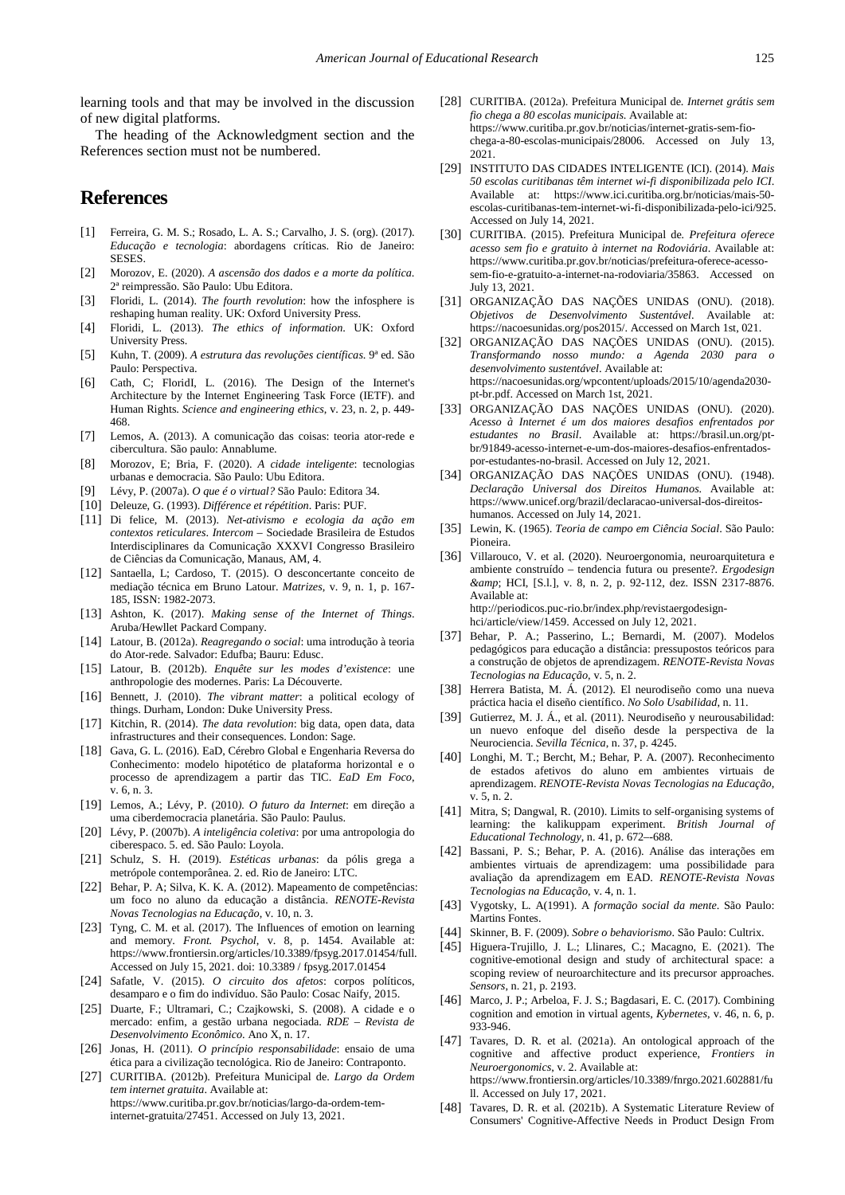learning tools and that may be involved in the discussion of new digital platforms.

The heading of the Acknowledgment section and the References section must not be numbered.

## References

[1] Ferreira, G. M. S.; Rosado, L. A. S.; Carvalho, J. S. (org). (2017). *Educação e tecnologia*: abordagens críticas. Rio de Janeiro: SESES.

[2] Morozov, E. (2020). *A ascensão dos dados e a morte da política*. 2ª reimpressão. São Paulo: Ubu Editora.

[3] Floridi, L. (2014). *The fourth revolution*: how the infosphere is reshaping human reality. UK: Oxford University Press.

[4] Floridi, L. (2013). *The ethics of information*. UK: Oxford University Press.

[5] Kuhn, T. (2009). *A estrutura das revoluções científicas*. 9ª ed. São Paulo: Perspectiva.

[6] Cath, C; FloridI, L. (2016). The Design of the Internet's Architecture by the Internet Engineering Task Force (IETF). and Human Rights. *Science and engineering ethics*, v. 23, n. 2, p. 449-468.

[7] Lemos, A. (2013). A comunicação das coisas: teoria ator-rede e cibercultura. São paulo: Annablume.

[8] Morozov, E; Bria, F. (2020). *A cidade inteligente*: tecnologias urbanas e democracia. São Paulo: Ubu Editora.

[9] Lévy, P. (2007a). *O que é o virtual?* São Paulo: Editora 34.

[10] Deleuze, G. (1993). *Différence et répétition*. Paris: PUF.

[11] Di felice, M. (2013). *Net-ativismo e ecologia da ação em contextos reticulares*. *Intercom* – Sociedade Brasileira de Estudos Interdisciplinares da Comunicação XXXVI Congresso Brasileiro de Ciências da Comunicação, Manaus, AM, 4.

[12] Santaella, L; Cardoso, T. (2015). O desconcertante conceito de mediação técnica em Bruno Latour. *Matrizes*, v. 9, n. 1, p. 167-185, ISSN: 1982-2073.

[13] Ashton, K. (2017). *Making sense of the Internet of Things*. Aruba/Hewllet Packard Company.

[14] Latour, B. (2012a). *Reagregando o social*: uma introdução à teoria do Ator-rede. Salvador: Edufba; Bauru: Edusc.

[15] Latour, B. (2012b). *Enquête sur les modes d'existence*: une anthropologie des modernes. Paris: La Découverte.

[16] Bennett, J. (2010). *The vibrant matter*: a political ecology of things. Durham, London: Duke University Press.

[17] Kitchin, R. (2014). *The data revolution*: big data, open data, data infrastructures and their consequences. London: Sage.

[18] Gava, G. L. (2016). EaD, Cérebro Global e Engenharia Reversa do Conhecimento: modelo hipotético de plataforma horizontal e o processo de aprendizagem a partir das TIC. *EaD Em Foco*, v. 6, n. 3.

[19] Lemos, A.; Lévy, P. (2010*). O futuro da Internet*: em direção a uma ciberdemocracia planetária. São Paulo: Paulus.

[20] Lévy, P. (2007b). *A inteligência coletiva*: por uma antropologia do ciberespaco. 5. ed. São Paulo: Loyola.

[21] Schulz, S. H. (2019). *Estéticas urbanas*: da pólis grega a metrópole contemporânea. 2. ed. Rio de Janeiro: LTC.

[22] Behar, P. A; Silva, K. K. A. (2012). Mapeamento de competências: um foco no aluno da educação a distância. *RENOTE-Revista Novas Tecnologias na Educação*, v. 10, n. 3.

[23] Tyng, C. M. et al. (2017). The Influences of emotion on learning and memory. *Front. Psychol*, v. 8, p. 1454. Available at: https://www.frontiersin.org/articles/10.3389/fpsyg.2017.01454/full. Accessed on July 15, 2021. doi: 10.3389 / fpsyg.2017.01454

[24] Safatle, V. (2015). *O circuito dos afetos*: corpos políticos, desamparo e o fim do indivíduo. São Paulo: Cosac Naify, 2015.

[25] Duarte, F.; Ultramari, C.; Czajkowski, S. (2008). A cidade e o mercado: enfim, a gestão urbana negociada. *RDE – Revista de Desenvolvimento Econômico*. Ano X, n. 17.

[26] Jonas, H. (2011). *O princípio responsabilidade*: ensaio de uma ética para a civilização tecnológica. Rio de Janeiro: Contraponto.

[27] CURITIBA. (2012b). Prefeitura Municipal de. *Largo da Ordem tem internet gratuita*. Available at: https://www.curitiba.pr.gov.br/noticias/largo-da-ordem-tem-internet-gratuita/27451. Accessed on July 13, 2021.

[28] CURITIBA. (2012a). Prefeitura Municipal de. *Internet grátis sem fio chega a 80 escolas municipais*. Available at: https://www.curitiba.pr.gov.br/noticias/internet-gratis-sem-fio-chega-a-80-escolas-municipais/28006. Accessed on July 13, 2021.

[29] INSTITUTO DAS CIDADES INTELIGENTE (ICI). (2014). *Mais 50 escolas curitibanas têm internet wi-fi disponibilizada pelo ICI*. Available at: https://www.ici.curitiba.org.br/noticias/mais-50-escolas-curitibanas-tem-internet-wi-fi-disponibilizada-pelo-ici/925. Accessed on July 14, 2021.

[30] CURITIBA. (2015). Prefeitura Municipal de. *Prefeitura oferece acesso sem fio e gratuito à internet na Rodoviária*. Available at: https://www.curitiba.pr.gov.br/noticias/prefeitura-oferece-acesso-sem-fio-e-gratuito-a-internet-na-rodoviaria/35863. Accessed on July 13, 2021.

[31] ORGANIZAÇÃO DAS NAÇÕES UNIDAS (ONU). (2018). *Objetivos de Desenvolvimento Sustentável*. Available at: https://nacoesunidas.org/pos2015/. Accessed on March 1st, 021.

[32] ORGANIZAÇÃO DAS NAÇÕES UNIDAS (ONU). (2015). *Transformando nosso mundo: a Agenda 2030 para o desenvolvimento sustentável*. Available at: https://nacoesunidas.org/wpcontent/uploads/2015/10/agenda2030-pt-br.pdf. Accessed on March 1st, 2021.

[33] ORGANIZAÇÃO DAS NAÇÕES UNIDAS (ONU). (2020). *Acesso à Internet é um dos maiores desafios enfrentados por estudantes no Brasil*. Available at: https://brasil.un.org/pt-br/91849-acesso-internet-e-um-dos-maiores-desafios-enfrentados-por-estudantes-no-brasil. Accessed on July 12, 2021.

[34] ORGANIZAÇÃO DAS NAÇÕES UNIDAS (ONU). (1948). *Declaração Universal dos Direitos Humanos*. Available at: https://www.unicef.org/brazil/declaracao-universal-dos-direitos-humanos. Accessed on July 14, 2021.

[35] Lewin, K. (1965). *Teoria de campo em Ciência Social*. São Paulo: Pioneira.

[36] Villarouco, V. et al. (2020). Neuroergonomia, neuroarquitetura e ambiente construído – tendencia futura ou presente?. *Ergodesign &amp;* HCI, [S.l.], v. 8, n. 2, p. 92-112, dez. ISSN 2317-8876. Available at: http://periodicos.puc-rio.br/index.php/revistaergodesign-hci/article/view/1459. Accessed on July 12, 2021.

[37] Behar, P. A.; Passerino, L.; Bernardi, M. (2007). Modelos pedagógicos para educação a distância: pressupostos teóricos para a construção de objetos de aprendizagem. *RENOTE-Revista Novas Tecnologias na Educação*, v. 5, n. 2.

[38] Herrera Batista, M. Á. (2012). El neurodiseño como una nueva práctica hacia el diseño científico. *No Solo Usabilidad*, n. 11.

[39] Gutierrez, M. J. Á., et al. (2011). Neurodiseño y neurousabilidad: un nuevo enfoque del diseño desde la perspectiva de la Neurociencia. *Sevilla Técnica*, n. 37, p. 4245.

[40] Longhi, M. T.; Bercht, M.; Behar, P. A. (2007). Reconhecimento de estados afetivos do aluno em ambientes virtuais de aprendizagem. *RENOTE-Revista Novas Tecnologias na Educação*, v. 5, n. 2.

[41] Mitra, S; Dangwal, R. (2010). Limits to self-organising systems of learning: the kalikuppam experiment. *British Journal of Educational Technology*, n. 41, p. 672–-688.

[42] Bassani, P. S.; Behar, P. A. (2016). Análise das interações em ambientes virtuais de aprendizagem: uma possibilidade para avaliação da aprendizagem em EAD. *RENOTE-Revista Novas Tecnologias na Educação*, v. 4, n. 1.

[43] Vygotsky, L. A(1991). A *formação social da mente*. São Paulo: Martins Fontes.

[44] Skinner, B. F. (2009). *Sobre o behaviorismo*. São Paulo: Cultrix.

[45] Higuera-Trujillo, J. L.; Llinares, C.; Macagno, E. (2021). The cognitive-emotional design and study of architectural space: a scoping review of neuroarchitecture and its precursor approaches. *Sensors*, n. 21, p. 2193.

[46] Marco, J. P.; Arbeloa, F. J. S.; Bagdasari, E. C. (2017). Combining cognition and emotion in virtual agents, *Kybernetes*, v. 46, n. 6, p. 933-946.

[47] Tavares, D. R. et al. (2021a). An ontological approach of the cognitive and affective product experience, *Frontiers in Neuroergonomics*, v. 2. Available at: https://www.frontiersin.org/articles/10.3389/fnrgo.2021.602881/full. Accessed on July 17, 2021.

[48] Tavares, D. R. et al. (2021b). A Systematic Literature Review of Consumers' Cognitive-Affective Needs in Product Design From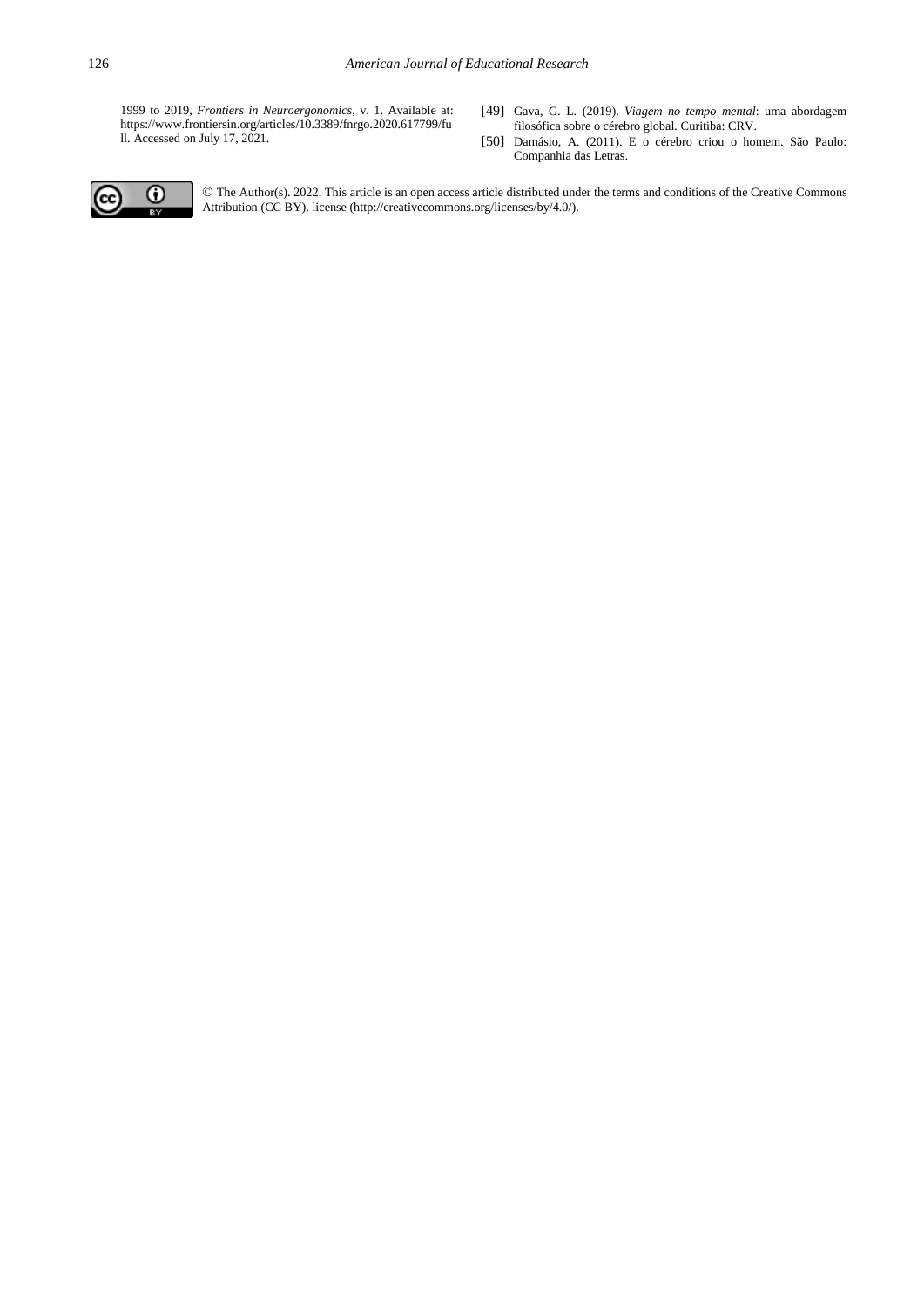1999 to 2019, *Frontiers in Neuroergonomics*, v. 1. Available at: https://www.frontiersin.org/articles/10.3389/fnrgo.2020.617799/full. Accessed on July 17, 2021.

[49] Gava, G. L. (2019). *Viagem no tempo mental*: uma abordagem filosófica sobre o cérebro global. Curitiba: CRV.

[50] Damásio, A. (2011). E o cérebro criou o homem. São Paulo: Companhia das Letras.

© The Author(s). 2022. This article is an open access article distributed under the terms and conditions of the Creative Commons Attribution (CC BY). license (http://creativecommons.org/licenses/by/4.0/).